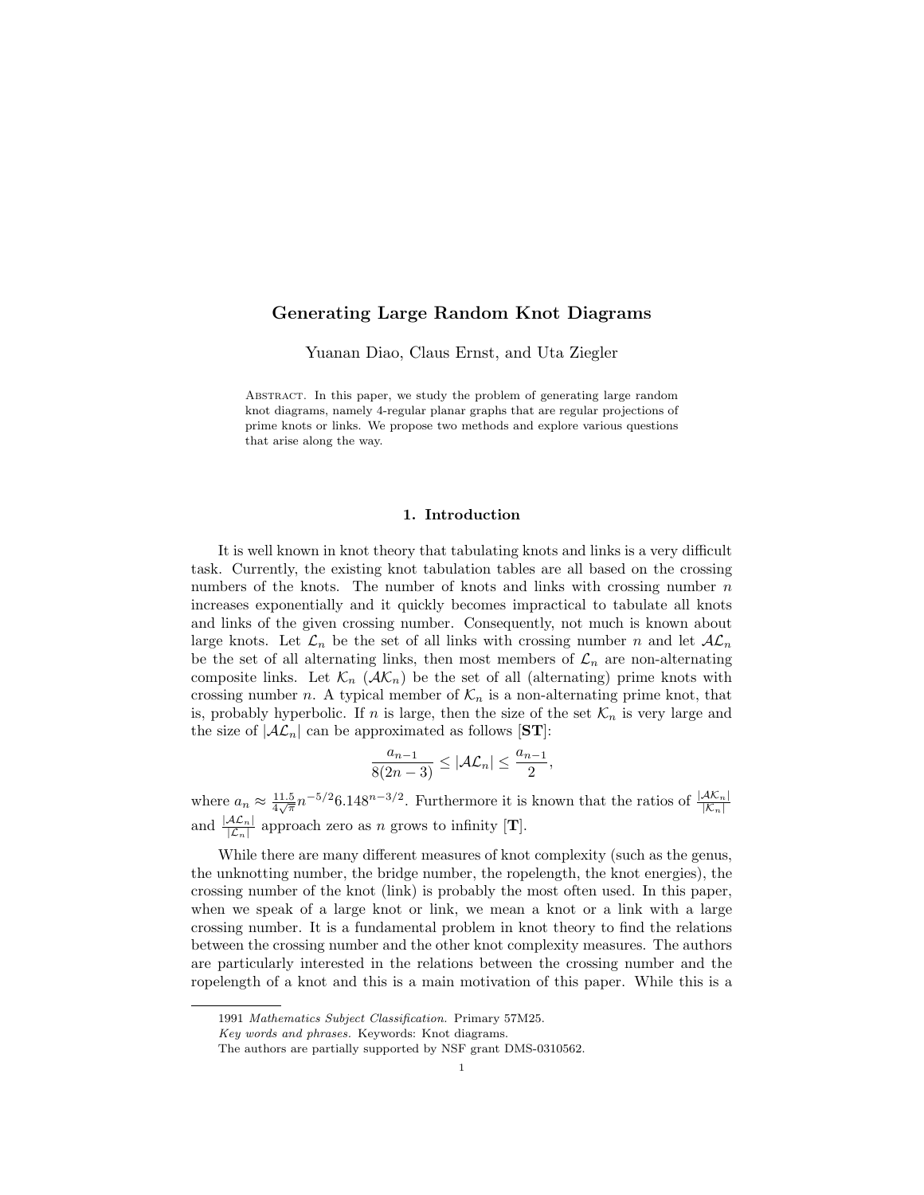# Generating Large Random Knot Diagrams

Yuanan Diao, Claus Ernst, and Uta Ziegler

ABSTRACT. In this paper, we study the problem of generating large random knot diagrams, namely 4-regular planar graphs that are regular projections of prime knots or links. We propose two methods and explore various questions that arise along the way.

## 1. Introduction

It is well known in knot theory that tabulating knots and links is a very difficult task. Currently, the existing knot tabulation tables are all based on the crossing numbers of the knots. The number of knots and links with crossing number $n$ increases exponentially and it quickly becomes impractical to tabulate all knots and links of the given crossing number. Consequently, not much is known about large knots. Let $\mathcal{L}_n$ be the set of all links with crossing number $n$ and let $\mathcal{AL}_n$ be the set of all alternating links, then most members of $\mathcal{L}_n$ are non-alternating composite links. Let $\mathcal{K}_n$ ($\mathcal{AK}_n$) be the set of all (alternating) prime knots with crossing number $n$. A typical member of $\mathcal{K}_n$ is a non-alternating prime knot, that is, probably hyperbolic. If $n$ is large, then the size of the set $\mathcal{K}_n$ is very large and the size of $|\mathcal{AL}_n|$ can be approximated as follows **[ST]**:

$$\frac{a_{n-1}}{8(2n-3)} \leq |\mathcal{AL}_n| \leq \frac{a_{n-1}}{2},$$

where $a_n \approx \frac{11.5}{4\sqrt{\pi}} n^{-5/2} 6.148^{n-3/2}$. Furthermore it is known that the ratios of $\frac{|\mathcal{AK}_n|}{|\mathcal{K}_n|}$ and $\frac{|\mathcal{AL}_n|}{|\mathcal{L}_n|}$ approach zero as $n$ grows to infinity **[T]**.

While there are many different measures of knot complexity (such as the genus, the unknotting number, the bridge number, the ropelength, the knot energies), the crossing number of the knot (link) is probably the most often used. In this paper, when we speak of a large knot or link, we mean a knot or a link with a large crossing number. It is a fundamental problem in knot theory to find the relations between the crossing number and the other knot complexity measures. The authors are particularly interested in the relations between the crossing number and the ropelength of a knot and this is a main motivation of this paper. While this is a

1991 *Mathematics Subject Classification.* Primary 57M25.

*Key words and phrases.* Keywords: Knot diagrams.

The authors are partially supported by NSF grant DMS-0310562.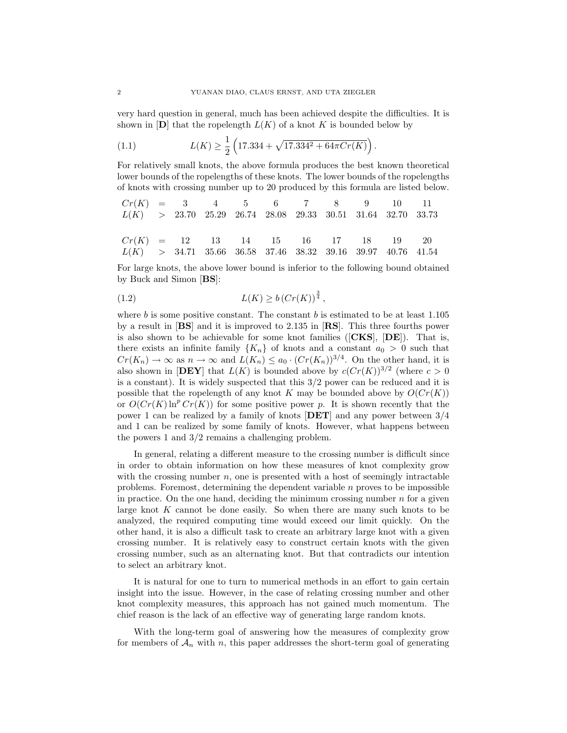very hard question in general, much has been achieved despite the difficulties. It is shown in [**D**] that the ropelength $L(K)$ of a knot $K$ is bounded below by

$$L(K) \geq \frac{1}{2}\left(17.334 + \sqrt{17.334^2 + 64\pi Cr(K)}\right). \tag{1.1}$$

For relatively small knots, the above formula produces the best known theoretical lower bounds of the ropelengths of these knots. The lower bounds of the ropelengths of knots with crossing number up to 20 produced by this formula are listed below.

| $Cr(K)$ | $=$ | 3 | 4 | 5 | 6 | 7 | 8 | 9 | 10 | 11 |
|---|---|---|---|---|---|---|---|---|---|---|
| $L(K)$ | $>$ | 23.70 | 25.29 | 26.74 | 28.08 | 29.33 | 30.51 | 31.64 | 32.70 | 33.73 |

| $Cr(K)$ | $=$ | 12 | 13 | 14 | 15 | 16 | 17 | 18 | 19 | 20 |
|---|---|---|---|---|---|---|---|---|---|---|
| $L(K)$ | $>$ | 34.71 | 35.66 | 36.58 | 37.46 | 38.32 | 39.16 | 39.97 | 40.76 | 41.54 |

For large knots, the above lower bound is inferior to the following bound obtained by Buck and Simon [**BS**]:

$$L(K) \geq b\,(Cr(K))^{\frac{3}{4}}, \tag{1.2}$$

where $b$ is some positive constant. The constant $b$ is estimated to be at least 1.105 by a result in [**BS**] and it is improved to 2.135 in [**RS**]. This three fourths power is also shown to be achievable for some knot families ([**CKS**], [**DE**]). That is, there exists an infinite family $\{K_n\}$ of knots and a constant $a_0 > 0$ such that $Cr(K_n) \to \infty$ as $n \to \infty$ and $L(K_n) \leq a_0 \cdot (Cr(K_n))^{3/4}$. On the other hand, it is also shown in [**DEY**] that $L(K)$ is bounded above by $c(Cr(K))^{3/2}$ (where $c > 0$ is a constant). It is widely suspected that this $3/2$ power can be reduced and it is possible that the ropelength of any knot $K$ may be bounded above by $O(Cr(K))$ or $O(Cr(K)\ln^p Cr(K))$ for some positive power $p$. It is shown recently that the power 1 can be realized by a family of knots [**DET**] and any power between $3/4$ and 1 can be realized by some family of knots. However, what happens between the powers 1 and $3/2$ remains a challenging problem.

In general, relating a different measure to the crossing number is difficult since in order to obtain information on how these measures of knot complexity grow with the crossing number $n$, one is presented with a host of seemingly intractable problems. Foremost, determining the dependent variable $n$ proves to be impossible in practice. On the one hand, deciding the minimum crossing number $n$ for a given large knot $K$ cannot be done easily. So when there are many such knots to be analyzed, the required computing time would exceed our limit quickly. On the other hand, it is also a difficult task to create an arbitrary large knot with a given crossing number. It is relatively easy to construct certain knots with the given crossing number, such as an alternating knot. But that contradicts our intention to select an arbitrary knot.

It is natural for one to turn to numerical methods in an effort to gain certain insight into the issue. However, in the case of relating crossing number and other knot complexity measures, this approach has not gained much momentum. The chief reason is the lack of an effective way of generating large random knots.

With the long-term goal of answering how the measures of complexity grow for members of $\mathcal{A}_n$ with $n$, this paper addresses the short-term goal of generating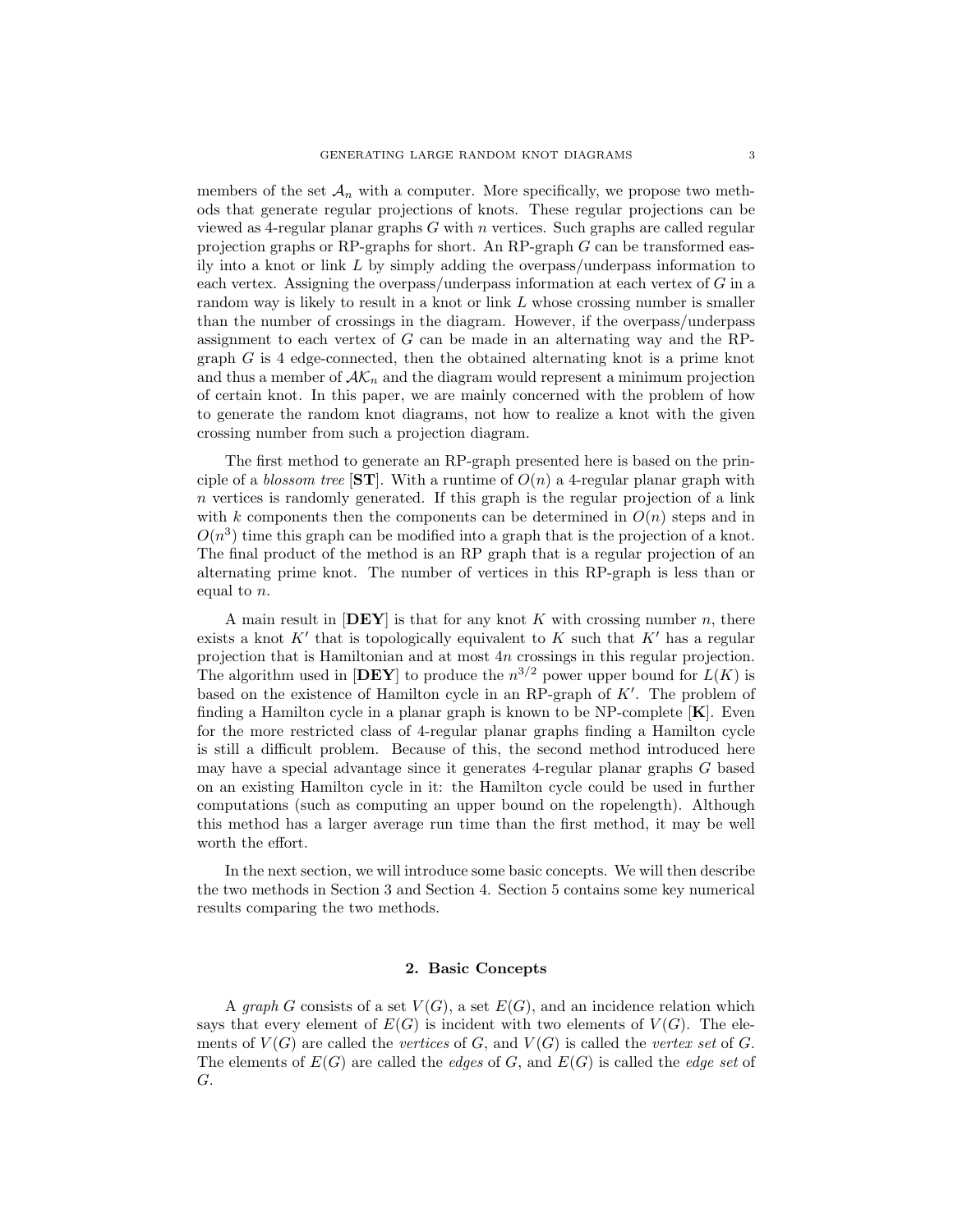members of the set $\mathcal{A}_n$ with a computer. More specifically, we propose two methods that generate regular projections of knots. These regular projections can be viewed as 4-regular planar graphs $G$ with $n$ vertices. Such graphs are called regular projection graphs or RP-graphs for short. An RP-graph $G$ can be transformed easily into a knot or link $L$ by simply adding the overpass/underpass information to each vertex. Assigning the overpass/underpass information at each vertex of $G$ in a random way is likely to result in a knot or link $L$ whose crossing number is smaller than the number of crossings in the diagram. However, if the overpass/underpass assignment to each vertex of $G$ can be made in an alternating way and the RP-graph $G$ is 4 edge-connected, then the obtained alternating knot is a prime knot and thus a member of $\mathcal{AK}_n$ and the diagram would represent a minimum projection of certain knot. In this paper, we are mainly concerned with the problem of how to generate the random knot diagrams, not how to realize a knot with the given crossing number from such a projection diagram.

The first method to generate an RP-graph presented here is based on the principle of a *blossom tree* [**ST**]. With a runtime of $O(n)$ a 4-regular planar graph with $n$ vertices is randomly generated. If this graph is the regular projection of a link with $k$ components then the components can be determined in $O(n)$ steps and in $O(n^3)$ time this graph can be modified into a graph that is the projection of a knot. The final product of the method is an RP graph that is a regular projection of an alternating prime knot. The number of vertices in this RP-graph is less than or equal to $n$.

A main result in [**DEY**] is that for any knot $K$ with crossing number $n$, there exists a knot $K'$ that is topologically equivalent to $K$ such that $K'$ has a regular projection that is Hamiltonian and at most $4n$ crossings in this regular projection. The algorithm used in [**DEY**] to produce the $n^{3/2}$ power upper bound for $L(K)$ is based on the existence of Hamilton cycle in an RP-graph of $K'$. The problem of finding a Hamilton cycle in a planar graph is known to be NP-complete [**K**]. Even for the more restricted class of 4-regular planar graphs finding a Hamilton cycle is still a difficult problem. Because of this, the second method introduced here may have a special advantage since it generates 4-regular planar graphs $G$ based on an existing Hamilton cycle in it: the Hamilton cycle could be used in further computations (such as computing an upper bound on the ropelength). Although this method has a larger average run time than the first method, it may be well worth the effort.

In the next section, we will introduce some basic concepts. We will then describe the two methods in Section 3 and Section 4. Section 5 contains some key numerical results comparing the two methods.

## 2. Basic Concepts

A *graph* $G$ consists of a set $V(G)$, a set $E(G)$, and an incidence relation which says that every element of $E(G)$ is incident with two elements of $V(G)$. The elements of $V(G)$ are called the *vertices* of $G$, and $V(G)$ is called the *vertex set* of $G$. The elements of $E(G)$ are called the *edges* of $G$, and $E(G)$ is called the *edge set* of $G$.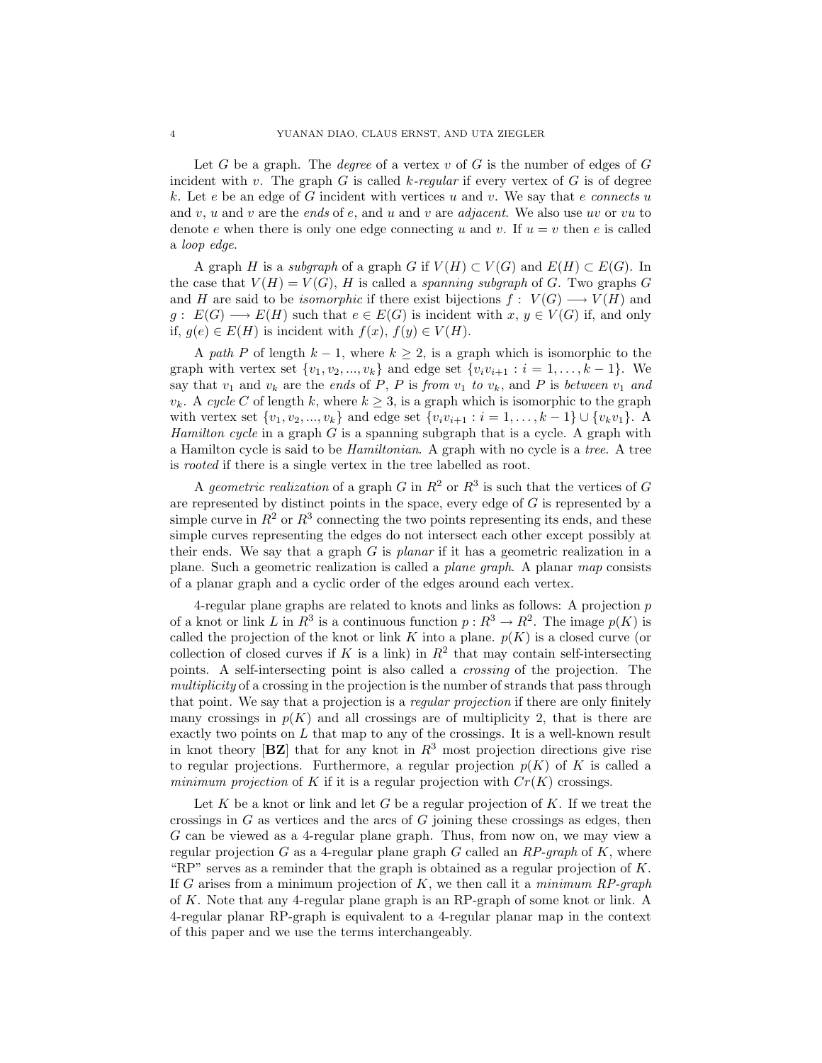Let $G$ be a graph. The *degree* of a vertex $v$ of $G$ is the number of edges of $G$ incident with $v$. The graph $G$ is called *$k$-regular* if every vertex of $G$ is of degree $k$. Let $e$ be an edge of $G$ incident with vertices $u$ and $v$. We say that *$e$ connects $u$* and $v$, $u$ and $v$ are the *ends* of $e$, and $u$ and $v$ are *adjacent*. We also use $uv$ or $vu$ to denote $e$ when there is only one edge connecting $u$ and $v$. If $u = v$ then $e$ is called a *loop edge*.

A graph $H$ is a *subgraph* of a graph $G$ if $V(H) \subset V(G)$ and $E(H) \subset E(G)$. In the case that $V(H) = V(G)$, $H$ is called a *spanning subgraph* of $G$. Two graphs $G$ and $H$ are said to be *isomorphic* if there exist bijections $f : V(G) \longrightarrow V(H)$ and $g : E(G) \longrightarrow E(H)$ such that $e \in E(G)$ is incident with $x, y \in V(G)$ if, and only if, $g(e) \in E(H)$ is incident with $f(x), f(y) \in V(H)$.

A *path* $P$ of length $k-1$, where $k \geq 2$, is a graph which is isomorphic to the graph with vertex set $\{v_1, v_2, ..., v_k\}$ and edge set $\{v_i v_{i+1} : i = 1, \ldots, k-1\}$. We say that $v_1$ and $v_k$ are the *ends* of $P$, $P$ is *from $v_1$ to $v_k$*, and $P$ is *between $v_1$ and $v_k$*. A *cycle* $C$ of length $k$, where $k \geq 3$, is a graph which is isomorphic to the graph with vertex set $\{v_1, v_2, ..., v_k\}$ and edge set $\{v_i v_{i+1} : i = 1, \ldots, k-1\} \cup \{v_k v_1\}$. A *Hamilton cycle* in a graph $G$ is a spanning subgraph that is a cycle. A graph with a Hamilton cycle is said to be *Hamiltonian*. A graph with no cycle is a *tree*. A tree is *rooted* if there is a single vertex in the tree labelled as root.

A *geometric realization* of a graph $G$ in $R^2$ or $R^3$ is such that the vertices of $G$ are represented by distinct points in the space, every edge of $G$ is represented by a simple curve in $R^2$ or $R^3$ connecting the two points representing its ends, and these simple curves representing the edges do not intersect each other except possibly at their ends. We say that a graph $G$ is *planar* if it has a geometric realization in a plane. Such a geometric realization is called a *plane graph*. A planar *map* consists of a planar graph and a cyclic order of the edges around each vertex.

4-regular plane graphs are related to knots and links as follows: A projection $p$ of a knot or link $L$ in $R^3$ is a continuous function $p : R^3 \to R^2$. The image $p(K)$ is called the projection of the knot or link $K$ into a plane. $p(K)$ is a closed curve (or collection of closed curves if $K$ is a link) in $R^2$ that may contain self-intersecting points. A self-intersecting point is also called a *crossing* of the projection. The *multiplicity* of a crossing in the projection is the number of strands that pass through that point. We say that a projection is a *regular projection* if there are only finitely many crossings in $p(K)$ and all crossings are of multiplicity 2, that is there are exactly two points on $L$ that map to any of the crossings. It is a well-known result in knot theory [**BZ**] that for any knot in $R^3$ most projection directions give rise to regular projections. Furthermore, a regular projection $p(K)$ of $K$ is called a *minimum projection* of $K$ if it is a regular projection with $Cr(K)$ crossings.

Let $K$ be a knot or link and let $G$ be a regular projection of $K$. If we treat the crossings in $G$ as vertices and the arcs of $G$ joining these crossings as edges, then $G$ can be viewed as a 4-regular plane graph. Thus, from now on, we may view a regular projection $G$ as a 4-regular plane graph $G$ called an *RP-graph* of $K$, where "RP" serves as a reminder that the graph is obtained as a regular projection of $K$. If $G$ arises from a minimum projection of $K$, we then call it a *minimum RP-graph* of $K$. Note that any 4-regular plane graph is an RP-graph of some knot or link. A 4-regular planar RP-graph is equivalent to a 4-regular planar map in the context of this paper and we use the terms interchangeably.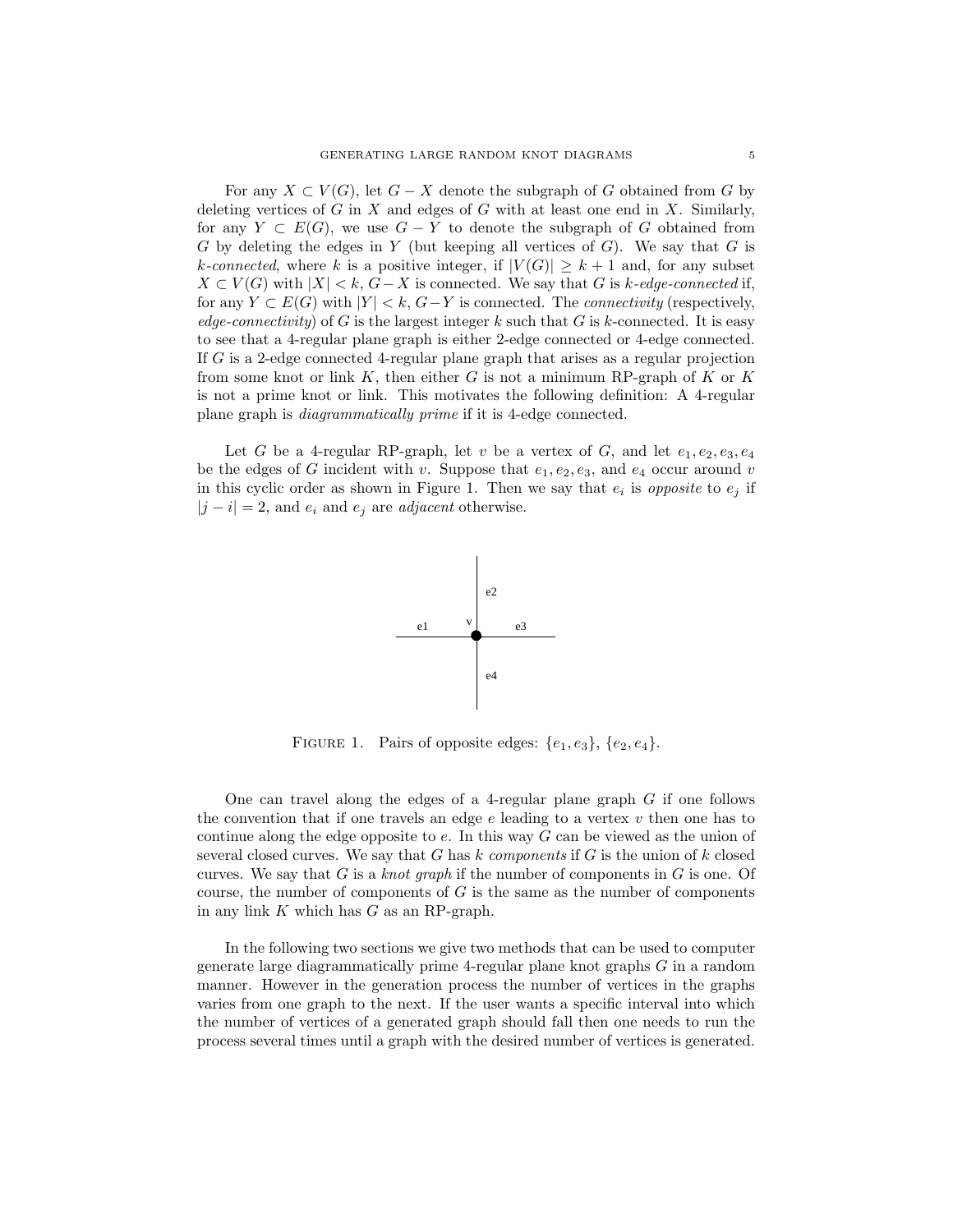For any $X \subset V(G)$, let $G - X$ denote the subgraph of $G$ obtained from $G$ by deleting vertices of $G$ in $X$ and edges of $G$ with at least one end in $X$. Similarly, for any $Y \subset E(G)$, we use $G - Y$ to denote the subgraph of $G$ obtained from $G$ by deleting the edges in $Y$ (but keeping all vertices of $G$). We say that $G$ is *$k$-connected*, where $k$ is a positive integer, if $|V(G)| \geq k + 1$ and, for any subset $X \subset V(G)$ with $|X| < k$, $G - X$ is connected. We say that $G$ is *$k$-edge-connected* if, for any $Y \subset E(G)$ with $|Y| < k$, $G - Y$ is connected. The *connectivity* (respectively, *edge-connectivity*) of $G$ is the largest integer $k$ such that $G$ is $k$-connected. It is easy to see that a 4-regular plane graph is either 2-edge connected or 4-edge connected. If $G$ is a 2-edge connected 4-regular plane graph that arises as a regular projection from some knot or link $K$, then either $G$ is not a minimum RP-graph of $K$ or $K$ is not a prime knot or link. This motivates the following definition: A 4-regular plane graph is *diagrammatically prime* if it is 4-edge connected.

Let $G$ be a 4-regular RP-graph, let $v$ be a vertex of $G$, and let $e_1, e_2, e_3, e_4$ be the edges of $G$ incident with $v$. Suppose that $e_1, e_2, e_3$, and $e_4$ occur around $v$ in this cyclic order as shown in Figure 1. Then we say that $e_i$ is *opposite* to $e_j$ if $|j - i| = 2$, and $e_i$ and $e_j$ are *adjacent* otherwise.

FIGURE 1. Pairs of opposite edges: $\{e_1, e_3\}$, $\{e_2, e_4\}$.

One can travel along the edges of a 4-regular plane graph $G$ if one follows the convention that if one travels an edge $e$ leading to a vertex $v$ then one has to continue along the edge opposite to $e$. In this way $G$ can be viewed as the union of several closed curves. We say that $G$ has *$k$ components* if $G$ is the union of $k$ closed curves. We say that $G$ is a *knot graph* if the number of components in $G$ is one. Of course, the number of components of $G$ is the same as the number of components in any link $K$ which has $G$ as an RP-graph.

In the following two sections we give two methods that can be used to computer generate large diagrammatically prime 4-regular plane knot graphs $G$ in a random manner. However in the generation process the number of vertices in the graphs varies from one graph to the next. If the user wants a specific interval into which the number of vertices of a generated graph should fall then one needs to run the process several times until a graph with the desired number of vertices is generated.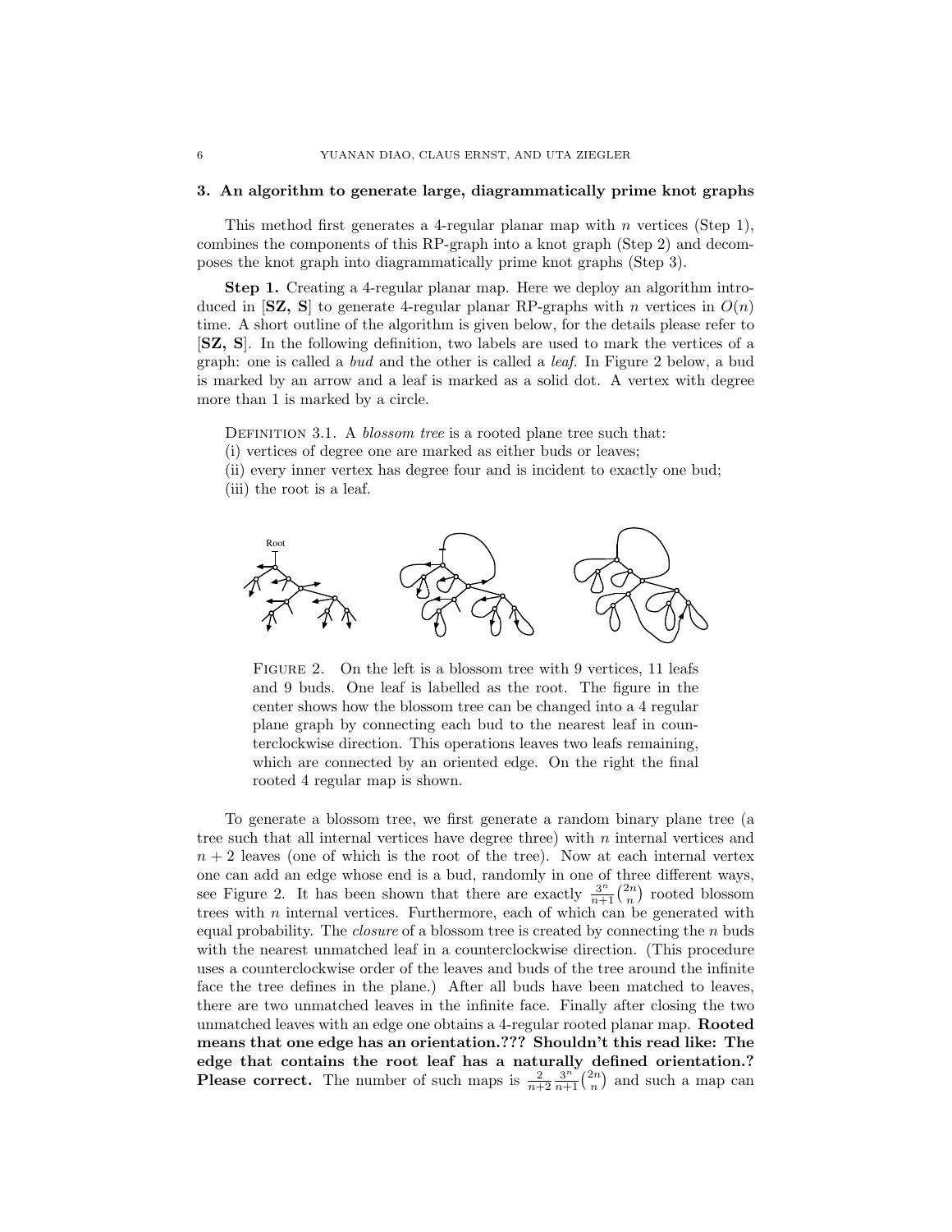### 3. An algorithm to generate large, diagrammatically prime knot graphs

This method first generates a 4-regular planar map with $n$ vertices (Step 1), combines the components of this RP-graph into a knot graph (Step 2) and decomposes the knot graph into diagrammatically prime knot graphs (Step 3).

**Step 1.** Creating a 4-regular planar map. Here we deploy an algorithm introduced in [**SZ, S**] to generate 4-regular planar RP-graphs with $n$ vertices in $O(n)$ time. A short outline of the algorithm is given below, for the details please refer to [**SZ, S**]. In the following definition, two labels are used to mark the vertices of a graph: one is called a *bud* and the other is called a *leaf*. In Figure 2 below, a bud is marked by an arrow and a leaf is marked as a solid dot. A vertex with degree more than 1 is marked by a circle.

Definition 3.1. A *blossom tree* is a rooted plane tree such that:
(i) vertices of degree one are marked as either buds or leaves;
(ii) every inner vertex has degree four and is incident to exactly one bud;
(iii) the root is a leaf.

Figure 2. On the left is a blossom tree with 9 vertices, 11 leafs and 9 buds. One leaf is labelled as the root. The figure in the center shows how the blossom tree can be changed into a 4 regular plane graph by connecting each bud to the nearest leaf in counterclockwise direction. This operations leaves two leafs remaining, which are connected by an oriented edge. On the right the final rooted 4 regular map is shown.

To generate a blossom tree, we first generate a random binary plane tree (a tree such that all internal vertices have degree three) with $n$ internal vertices and $n+2$ leaves (one of which is the root of the tree). Now at each internal vertex one can add an edge whose end is a bud, randomly in one of three different ways, see Figure 2. It has been shown that there are exactly $\frac{3^n}{n+1}\binom{2n}{n}$ rooted blossom trees with $n$ internal vertices. Furthermore, each of which can be generated with equal probability. The *closure* of a blossom tree is created by connecting the $n$ buds with the nearest unmatched leaf in a counterclockwise direction. (This procedure uses a counterclockwise order of the leaves and buds of the tree around the infinite face the tree defines in the plane.) After all buds have been matched to leaves, there are two unmatched leaves in the infinite face. Finally after closing the two unmatched leaves with an edge one obtains a 4-regular rooted planar map. **Rooted means that one edge has an orientation.??? Shouldn't this read like: The edge that contains the root leaf has a naturally defined orientation.? Please correct.** The number of such maps is $\frac{2}{n+2}\frac{3^n}{n+1}\binom{2n}{n}$ and such a map can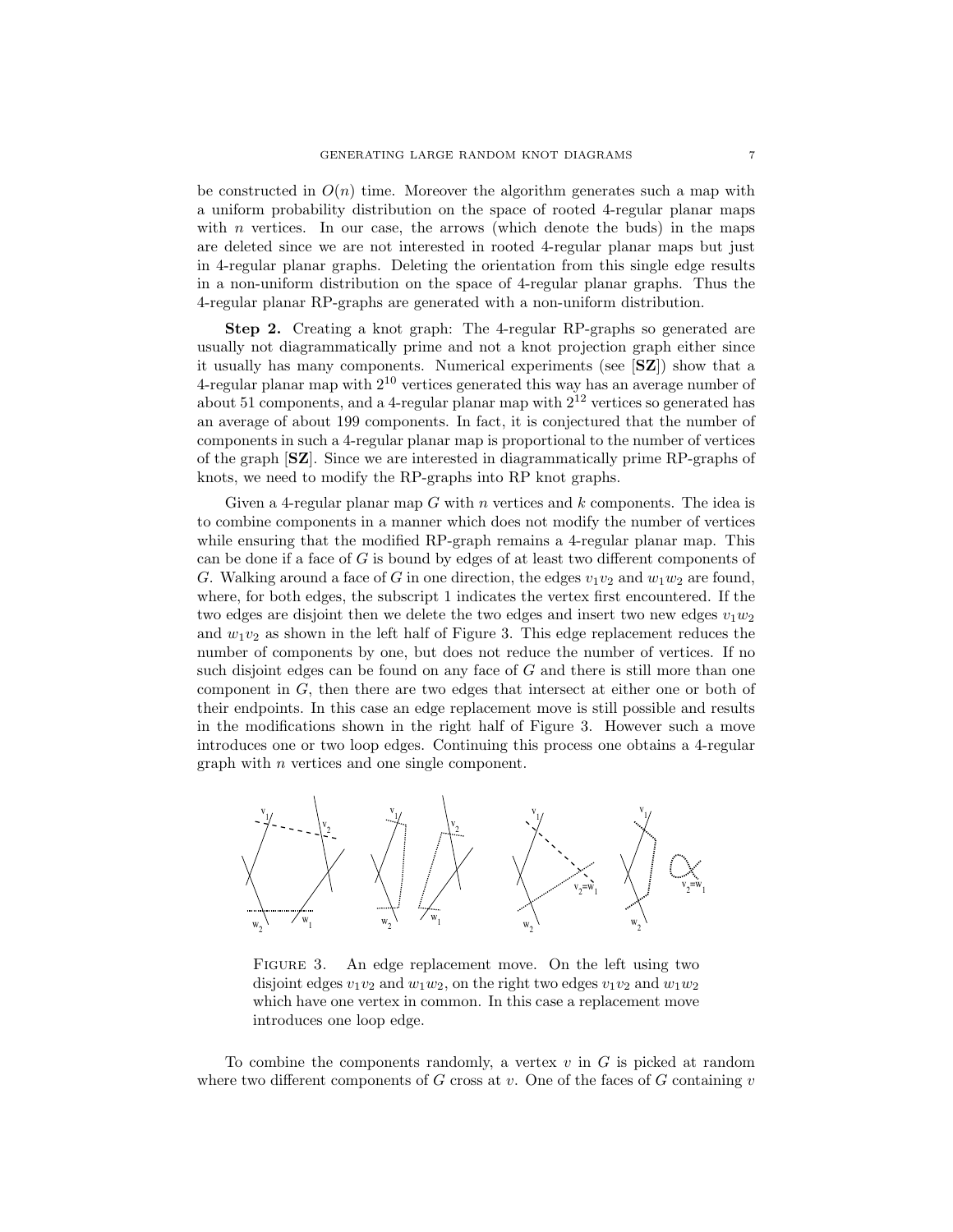be constructed in $O(n)$ time. Moreover the algorithm generates such a map with a uniform probability distribution on the space of rooted 4-regular planar maps with $n$ vertices. In our case, the arrows (which denote the buds) in the maps are deleted since we are not interested in rooted 4-regular planar maps but just in 4-regular planar graphs. Deleting the orientation from this single edge results in a non-uniform distribution on the space of 4-regular planar graphs. Thus the 4-regular planar RP-graphs are generated with a non-uniform distribution.

**Step 2.** Creating a knot graph: The 4-regular RP-graphs so generated are usually not diagrammatically prime and not a knot projection graph either since it usually has many components. Numerical experiments (see [**SZ**]) show that a 4-regular planar map with $2^{10}$ vertices generated this way has an average number of about 51 components, and a 4-regular planar map with $2^{12}$ vertices so generated has an average of about 199 components. In fact, it is conjectured that the number of components in such a 4-regular planar map is proportional to the number of vertices of the graph [**SZ**]. Since we are interested in diagrammatically prime RP-graphs of knots, we need to modify the RP-graphs into RP knot graphs.

Given a 4-regular planar map $G$ with $n$ vertices and $k$ components. The idea is to combine components in a manner which does not modify the number of vertices while ensuring that the modified RP-graph remains a 4-regular planar map. This can be done if a face of $G$ is bound by edges of at least two different components of $G$. Walking around a face of $G$ in one direction, the edges $v_1v_2$ and $w_1w_2$ are found, where, for both edges, the subscript 1 indicates the vertex first encountered. If the two edges are disjoint then we delete the two edges and insert two new edges $v_1w_2$ and $w_1v_2$ as shown in the left half of Figure 3. This edge replacement reduces the number of components by one, but does not reduce the number of vertices. If no such disjoint edges can be found on any face of $G$ and there is still more than one component in $G$, then there are two edges that intersect at either one or both of their endpoints. In this case an edge replacement move is still possible and results in the modifications shown in the right half of Figure 3. However such a move introduces one or two loop edges. Continuing this process one obtains a 4-regular graph with $n$ vertices and one single component.

FIGURE 3. An edge replacement move. On the left using two disjoint edges $v_1v_2$ and $w_1w_2$, on the right two edges $v_1v_2$ and $w_1w_2$ which have one vertex in common. In this case a replacement move introduces one loop edge.

To combine the components randomly, a vertex $v$ in $G$ is picked at random where two different components of $G$ cross at $v$. One of the faces of $G$ containing $v$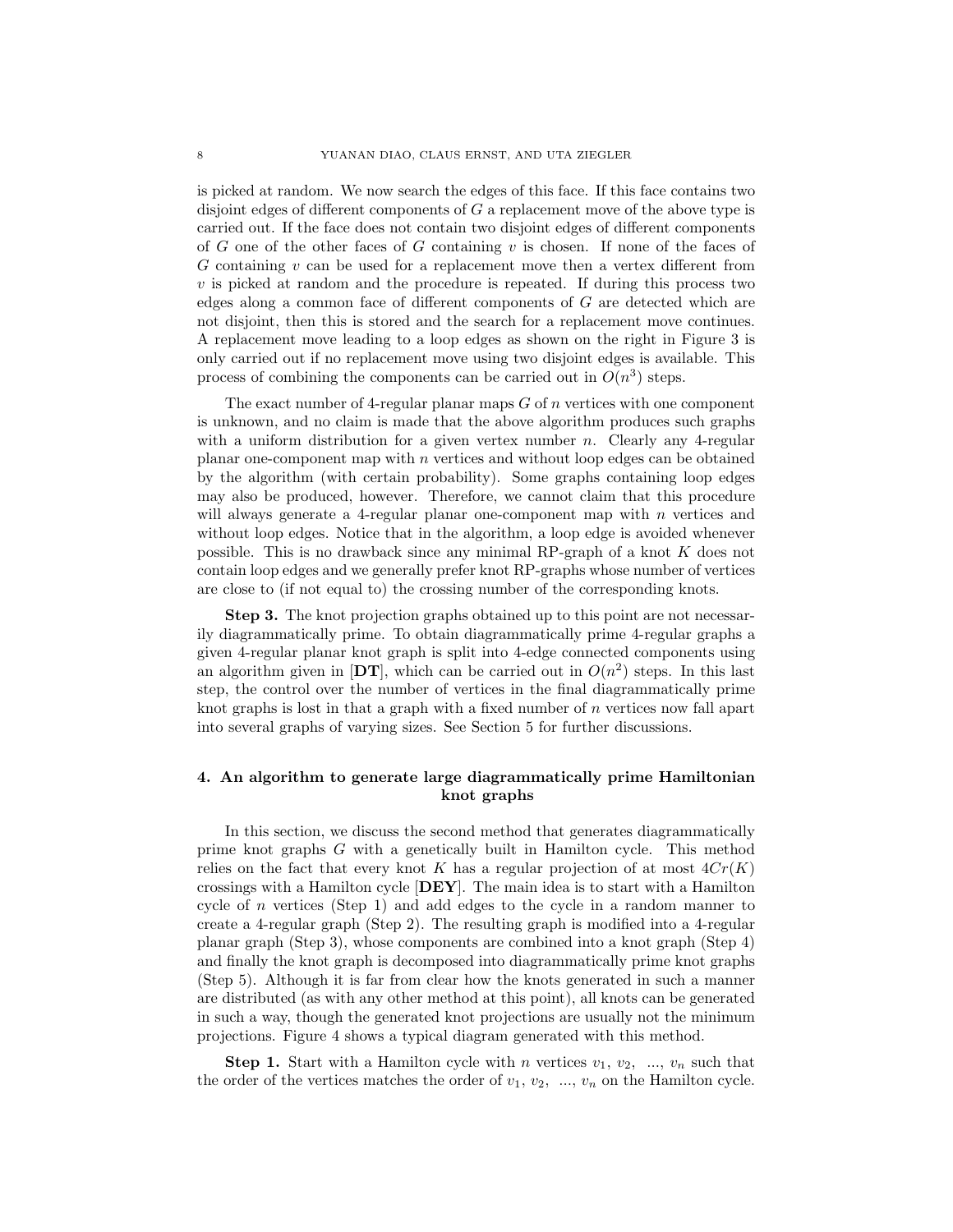is picked at random. We now search the edges of this face. If this face contains two disjoint edges of different components of $G$ a replacement move of the above type is carried out. If the face does not contain two disjoint edges of different components of $G$ one of the other faces of $G$ containing $v$ is chosen. If none of the faces of $G$ containing $v$ can be used for a replacement move then a vertex different from $v$ is picked at random and the procedure is repeated. If during this process two edges along a common face of different components of $G$ are detected which are not disjoint, then this is stored and the search for a replacement move continues. A replacement move leading to a loop edges as shown on the right in Figure 3 is only carried out if no replacement move using two disjoint edges is available. This process of combining the components can be carried out in $O(n^3)$ steps.

The exact number of 4-regular planar maps $G$ of $n$ vertices with one component is unknown, and no claim is made that the above algorithm produces such graphs with a uniform distribution for a given vertex number $n$. Clearly any 4-regular planar one-component map with $n$ vertices and without loop edges can be obtained by the algorithm (with certain probability). Some graphs containing loop edges may also be produced, however. Therefore, we cannot claim that this procedure will always generate a 4-regular planar one-component map with $n$ vertices and without loop edges. Notice that in the algorithm, a loop edge is avoided whenever possible. This is no drawback since any minimal RP-graph of a knot $K$ does not contain loop edges and we generally prefer knot RP-graphs whose number of vertices are close to (if not equal to) the crossing number of the corresponding knots.

**Step 3.** The knot projection graphs obtained up to this point are not necessarily diagrammatically prime. To obtain diagrammatically prime 4-regular graphs a given 4-regular planar knot graph is split into 4-edge connected components using an algorithm given in [**DT**], which can be carried out in $O(n^2)$ steps. In this last step, the control over the number of vertices in the final diagrammatically prime knot graphs is lost in that a graph with a fixed number of $n$ vertices now fall apart into several graphs of varying sizes. See Section 5 for further discussions.

## 4. An algorithm to generate large diagrammatically prime Hamiltonian knot graphs

In this section, we discuss the second method that generates diagrammatically prime knot graphs $G$ with a genetically built in Hamilton cycle. This method relies on the fact that every knot $K$ has a regular projection of at most $4Cr(K)$ crossings with a Hamilton cycle [**DEY**]. The main idea is to start with a Hamilton cycle of $n$ vertices (Step 1) and add edges to the cycle in a random manner to create a 4-regular graph (Step 2). The resulting graph is modified into a 4-regular planar graph (Step 3), whose components are combined into a knot graph (Step 4) and finally the knot graph is decomposed into diagrammatically prime knot graphs (Step 5). Although it is far from clear how the knots generated in such a manner are distributed (as with any other method at this point), all knots can be generated in such a way, though the generated knot projections are usually not the minimum projections. Figure 4 shows a typical diagram generated with this method.

**Step 1.** Start with a Hamilton cycle with $n$ vertices $v_1$, $v_2$, ..., $v_n$ such that the order of the vertices matches the order of $v_1$, $v_2$, ..., $v_n$ on the Hamilton cycle.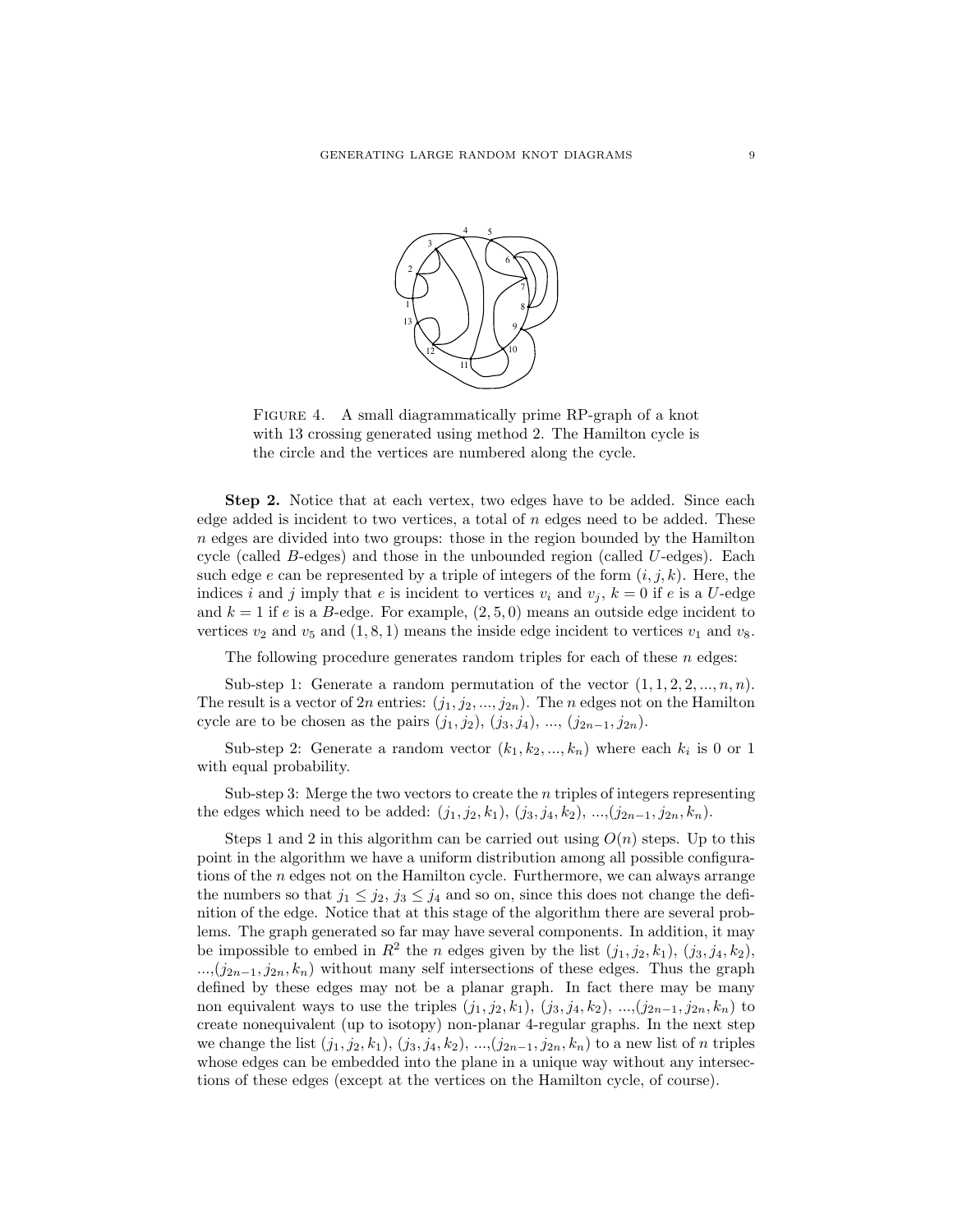FIGURE 4. A small diagrammatically prime RP-graph of a knot with 13 crossing generated using method 2. The Hamilton cycle is the circle and the vertices are numbered along the cycle.

**Step 2.** Notice that at each vertex, two edges have to be added. Since each edge added is incident to two vertices, a total of $n$ edges need to be added. These $n$ edges are divided into two groups: those in the region bounded by the Hamilton cycle (called $B$-edges) and those in the unbounded region (called $U$-edges). Each such edge $e$ can be represented by a triple of integers of the form $(i, j, k)$. Here, the indices $i$ and $j$ imply that $e$ is incident to vertices $v_i$ and $v_j$, $k = 0$ if $e$ is a $U$-edge and $k = 1$ if $e$ is a $B$-edge. For example, $(2, 5, 0)$ means an outside edge incident to vertices $v_2$ and $v_5$ and $(1, 8, 1)$ means the inside edge incident to vertices $v_1$ and $v_8$.

The following procedure generates random triples for each of these $n$ edges:

Sub-step 1: Generate a random permutation of the vector $(1, 1, 2, 2, ..., n, n)$. The result is a vector of $2n$ entries: $(j_1, j_2, ..., j_{2n})$. The $n$ edges not on the Hamilton cycle are to be chosen as the pairs $(j_1, j_2)$, $(j_3, j_4)$, ..., $(j_{2n-1}, j_{2n})$.

Sub-step 2: Generate a random vector $(k_1, k_2, ..., k_n)$ where each $k_i$ is 0 or 1 with equal probability.

Sub-step 3: Merge the two vectors to create the $n$ triples of integers representing the edges which need to be added: $(j_1, j_2, k_1)$, $(j_3, j_4, k_2)$, ...,$(j_{2n-1}, j_{2n}, k_n)$.

Steps 1 and 2 in this algorithm can be carried out using $O(n)$ steps. Up to this point in the algorithm we have a uniform distribution among all possible configurations of the $n$ edges not on the Hamilton cycle. Furthermore, we can always arrange the numbers so that $j_1 \leq j_2$, $j_3 \leq j_4$ and so on, since this does not change the definition of the edge. Notice that at this stage of the algorithm there are several problems. The graph generated so far may have several components. In addition, it may be impossible to embed in $R^2$ the $n$ edges given by the list $(j_1, j_2, k_1)$, $(j_3, j_4, k_2)$, ...,$(j_{2n-1}, j_{2n}, k_n)$ without many self intersections of these edges. Thus the graph defined by these edges may not be a planar graph. In fact there may be many non equivalent ways to use the triples $(j_1, j_2, k_1)$, $(j_3, j_4, k_2)$, ...,$(j_{2n-1}, j_{2n}, k_n)$ to create nonequivalent (up to isotopy) non-planar 4-regular graphs. In the next step we change the list $(j_1, j_2, k_1)$, $(j_3, j_4, k_2)$, ...,$(j_{2n-1}, j_{2n}, k_n)$ to a new list of $n$ triples whose edges can be embedded into the plane in a unique way without any intersections of these edges (except at the vertices on the Hamilton cycle, of course).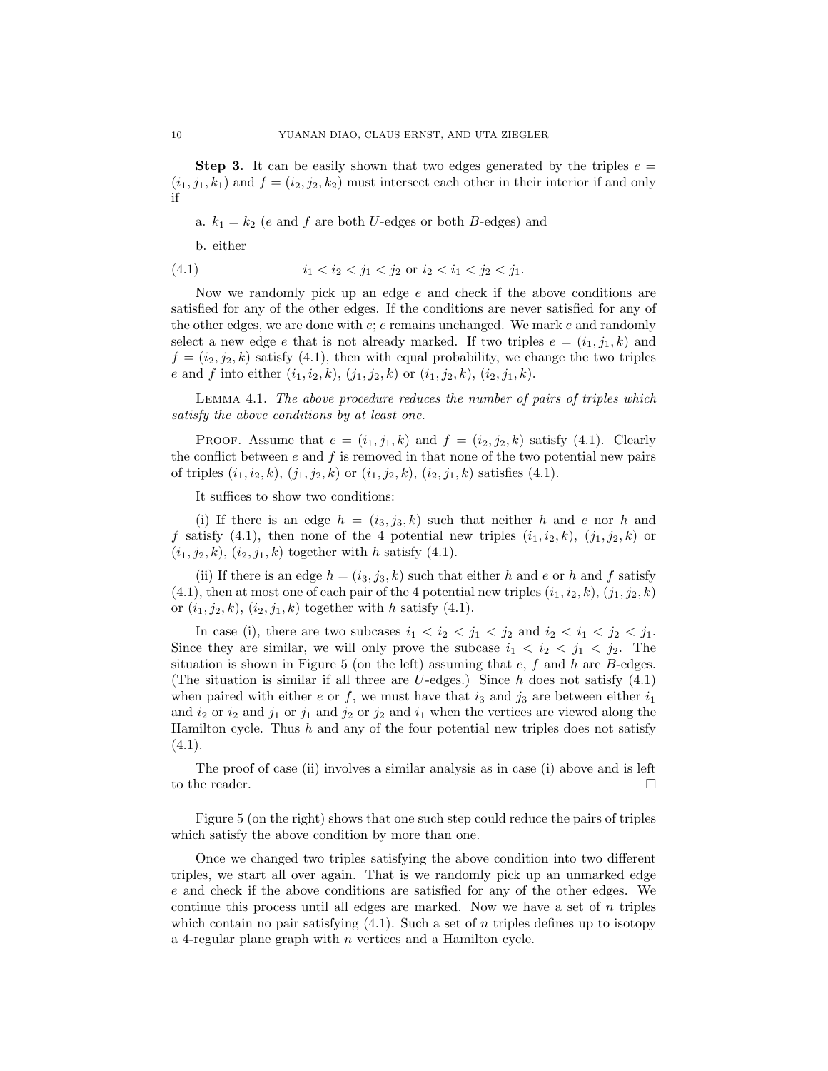**Step 3.** It can be easily shown that two edges generated by the triples $e = (i_1, j_1, k_1)$ and $f = (i_2, j_2, k_2)$ must intersect each other in their interior if and only if

a. $k_1 = k_2$ ($e$ and $f$ are both $U$-edges or both $B$-edges) and

b. either

$$i_1 < i_2 < j_1 < j_2 \text{ or } i_2 < i_1 < j_2 < j_1. \tag{4.1}$$

Now we randomly pick up an edge $e$ and check if the above conditions are satisfied for any of the other edges. If the conditions are never satisfied for any of the other edges, we are done with $e$; $e$ remains unchanged. We mark $e$ and randomly select a new edge $e$ that is not already marked. If two triples $e = (i_1, j_1, k)$ and $f = (i_2, j_2, k)$ satisfy (4.1), then with equal probability, we change the two triples $e$ and $f$ into either $(i_1, i_2, k)$, $(j_1, j_2, k)$ or $(i_1, j_2, k)$, $(i_2, j_1, k)$.

Lemma 4.1. *The above procedure reduces the number of pairs of triples which satisfy the above conditions by at least one.*

Proof. Assume that $e = (i_1, j_1, k)$ and $f = (i_2, j_2, k)$ satisfy (4.1). Clearly the conflict between $e$ and $f$ is removed in that none of the two potential new pairs of triples $(i_1, i_2, k)$, $(j_1, j_2, k)$ or $(i_1, j_2, k)$, $(i_2, j_1, k)$ satisfies (4.1).

It suffices to show two conditions:

(i) If there is an edge $h = (i_3, j_3, k)$ such that neither $h$ and $e$ nor $h$ and $f$ satisfy (4.1), then none of the 4 potential new triples $(i_1, i_2, k)$, $(j_1, j_2, k)$ or $(i_1, j_2, k)$, $(i_2, j_1, k)$ together with $h$ satisfy (4.1).

(ii) If there is an edge $h = (i_3, j_3, k)$ such that either $h$ and $e$ or $h$ and $f$ satisfy (4.1), then at most one of each pair of the 4 potential new triples $(i_1, i_2, k)$, $(j_1, j_2, k)$ or $(i_1, j_2, k)$, $(i_2, j_1, k)$ together with $h$ satisfy (4.1).

In case (i), there are two subcases $i_1 < i_2 < j_1 < j_2$ and $i_2 < i_1 < j_2 < j_1$. Since they are similar, we will only prove the subcase $i_1 < i_2 < j_1 < j_2$. The situation is shown in Figure 5 (on the left) assuming that $e$, $f$ and $h$ are $B$-edges. (The situation is similar if all three are $U$-edges.) Since $h$ does not satisfy (4.1) when paired with either $e$ or $f$, we must have that $i_3$ and $j_3$ are between either $i_1$ and $i_2$ or $i_2$ and $j_1$ or $j_1$ and $j_2$ or $j_2$ and $i_1$ when the vertices are viewed along the Hamilton cycle. Thus $h$ and any of the four potential new triples does not satisfy (4.1).

The proof of case (ii) involves a similar analysis as in case (i) above and is left to the reader. □

Figure 5 (on the right) shows that one such step could reduce the pairs of triples which satisfy the above condition by more than one.

Once we changed two triples satisfying the above condition into two different triples, we start all over again. That is we randomly pick up an unmarked edge $e$ and check if the above conditions are satisfied for any of the other edges. We continue this process until all edges are marked. Now we have a set of $n$ triples which contain no pair satisfying (4.1). Such a set of $n$ triples defines up to isotopy a 4-regular plane graph with $n$ vertices and a Hamilton cycle.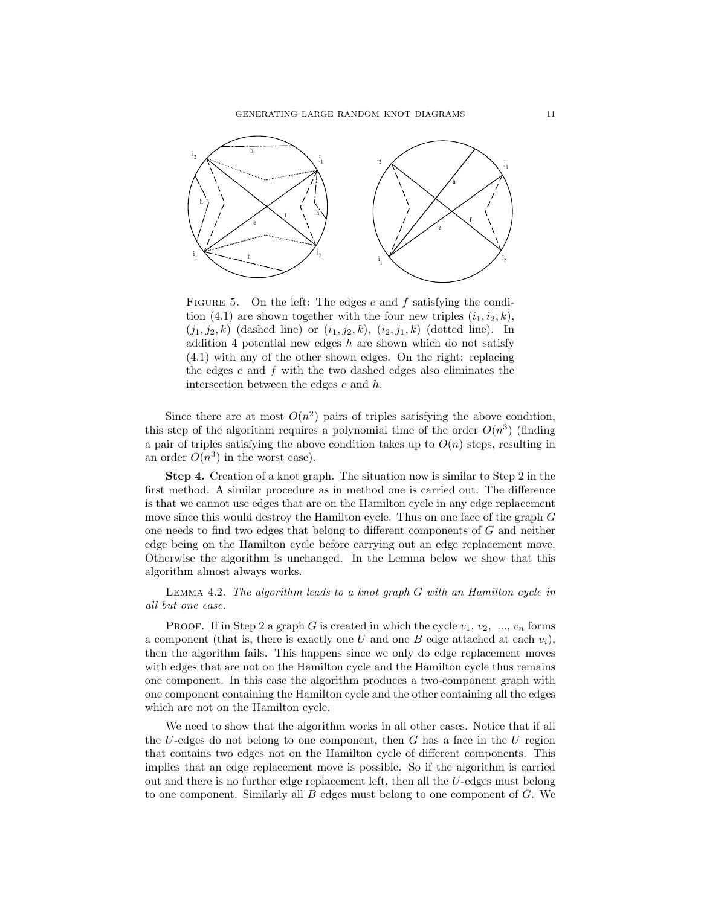Figure 5. On the left: The edges $e$ and $f$ satisfying the condition (4.1) are shown together with the four new triples $(i_1, i_2, k)$, $(j_1, j_2, k)$ (dashed line) or $(i_1, j_2, k)$, $(i_2, j_1, k)$ (dotted line). In addition 4 potential new edges $h$ are shown which do not satisfy (4.1) with any of the other shown edges. On the right: replacing the edges $e$ and $f$ with the two dashed edges also eliminates the intersection between the edges $e$ and $h$.

Since there are at most $O(n^2)$ pairs of triples satisfying the above condition, this step of the algorithm requires a polynomial time of the order $O(n^3)$ (finding a pair of triples satisfying the above condition takes up to $O(n)$ steps, resulting in an order $O(n^3)$ in the worst case).

**Step 4.** Creation of a knot graph. The situation now is similar to Step 2 in the first method. A similar procedure as in method one is carried out. The difference is that we cannot use edges that are on the Hamilton cycle in any edge replacement move since this would destroy the Hamilton cycle. Thus on one face of the graph $G$ one needs to find two edges that belong to different components of $G$ and neither edge being on the Hamilton cycle before carrying out an edge replacement move. Otherwise the algorithm is unchanged. In the Lemma below we show that this algorithm almost always works.

Lemma 4.2. *The algorithm leads to a knot graph $G$ with an Hamilton cycle in all but one case.*

Proof. If in Step 2 a graph $G$ is created in which the cycle $v_1$, $v_2$, ..., $v_n$ forms a component (that is, there is exactly one $U$ and one $B$ edge attached at each $v_i$), then the algorithm fails. This happens since we only do edge replacement moves with edges that are not on the Hamilton cycle and the Hamilton cycle thus remains one component. In this case the algorithm produces a two-component graph with one component containing the Hamilton cycle and the other containing all the edges which are not on the Hamilton cycle.

We need to show that the algorithm works in all other cases. Notice that if all the $U$-edges do not belong to one component, then $G$ has a face in the $U$ region that contains two edges not on the Hamilton cycle of different components. This implies that an edge replacement move is possible. So if the algorithm is carried out and there is no further edge replacement left, then all the $U$-edges must belong to one component. Similarly all $B$ edges must belong to one component of $G$. We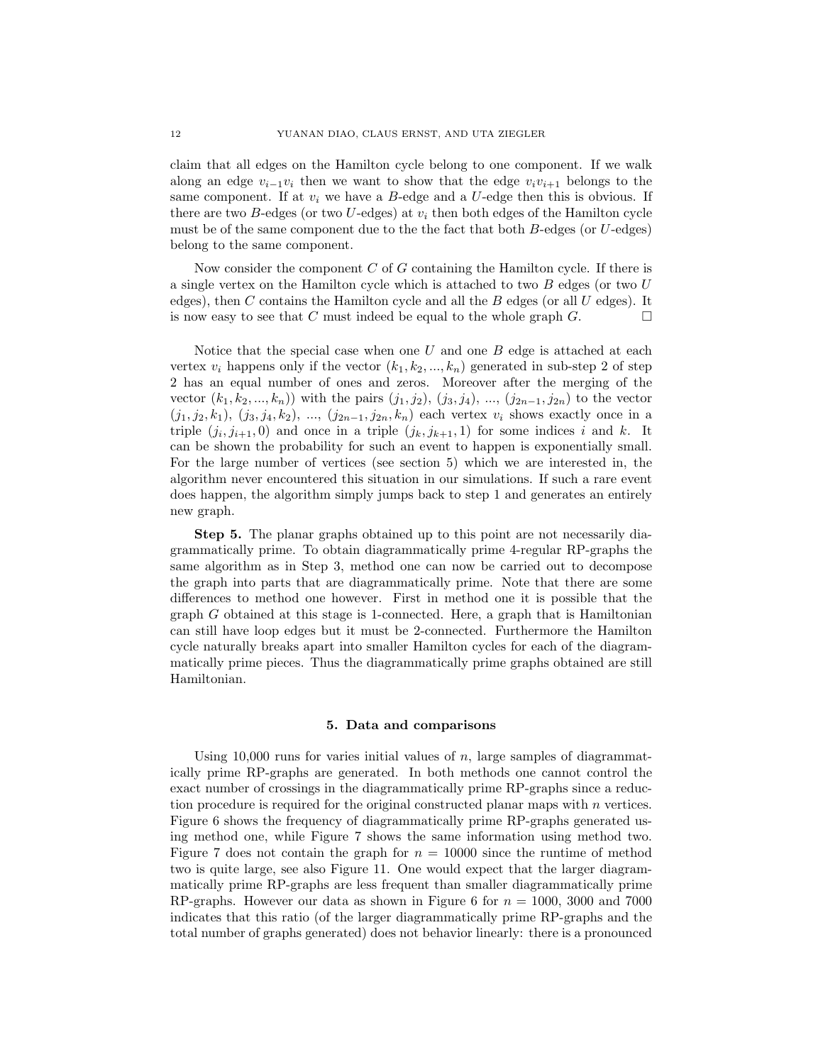claim that all edges on the Hamilton cycle belong to one component. If we walk along an edge $v_{i-1}v_i$ then we want to show that the edge $v_iv_{i+1}$ belongs to the same component. If at $v_i$ we have a $B$-edge and a $U$-edge then this is obvious. If there are two $B$-edges (or two $U$-edges) at $v_i$ then both edges of the Hamilton cycle must be of the same component due to the the fact that both $B$-edges (or $U$-edges) belong to the same component.

Now consider the component $C$ of $G$ containing the Hamilton cycle. If there is a single vertex on the Hamilton cycle which is attached to two $B$ edges (or two $U$ edges), then $C$ contains the Hamilton cycle and all the $B$ edges (or all $U$ edges). It is now easy to see that $C$ must indeed be equal to the whole graph $G$. □

Notice that the special case when one $U$ and one $B$ edge is attached at each vertex $v_i$ happens only if the vector $(k_1, k_2, ..., k_n)$ generated in sub-step 2 of step 2 has an equal number of ones and zeros. Moreover after the merging of the vector $(k_1, k_2, ..., k_n))$ with the pairs $(j_1, j_2)$, $(j_3, j_4)$, ..., $(j_{2n-1}, j_{2n})$ to the vector $(j_1, j_2, k_1)$, $(j_3, j_4, k_2)$, ..., $(j_{2n-1}, j_{2n}, k_n)$ each vertex $v_i$ shows exactly once in a triple $(j_i, j_{i+1}, 0)$ and once in a triple $(j_k, j_{k+1}, 1)$ for some indices $i$ and $k$. It can be shown the probability for such an event to happen is exponentially small. For the large number of vertices (see section 5) which we are interested in, the algorithm never encountered this situation in our simulations. If such a rare event does happen, the algorithm simply jumps back to step 1 and generates an entirely new graph.

**Step 5.** The planar graphs obtained up to this point are not necessarily diagrammatically prime. To obtain diagrammatically prime 4-regular RP-graphs the same algorithm as in Step 3, method one can now be carried out to decompose the graph into parts that are diagrammatically prime. Note that there are some differences to method one however. First in method one it is possible that the graph $G$ obtained at this stage is 1-connected. Here, a graph that is Hamiltonian can still have loop edges but it must be 2-connected. Furthermore the Hamilton cycle naturally breaks apart into smaller Hamilton cycles for each of the diagrammatically prime pieces. Thus the diagrammatically prime graphs obtained are still Hamiltonian.

## 5. Data and comparisons

Using 10,000 runs for varies initial values of $n$, large samples of diagrammatically prime RP-graphs are generated. In both methods one cannot control the exact number of crossings in the diagrammatically prime RP-graphs since a reduction procedure is required for the original constructed planar maps with $n$ vertices. Figure 6 shows the frequency of diagrammatically prime RP-graphs generated using method one, while Figure 7 shows the same information using method two. Figure 7 does not contain the graph for $n = 10000$ since the runtime of method two is quite large, see also Figure 11. One would expect that the larger diagrammatically prime RP-graphs are less frequent than smaller diagrammatically prime RP-graphs. However our data as shown in Figure 6 for $n = 1000$, 3000 and 7000 indicates that this ratio (of the larger diagrammatically prime RP-graphs and the total number of graphs generated) does not behavior linearly: there is a pronounced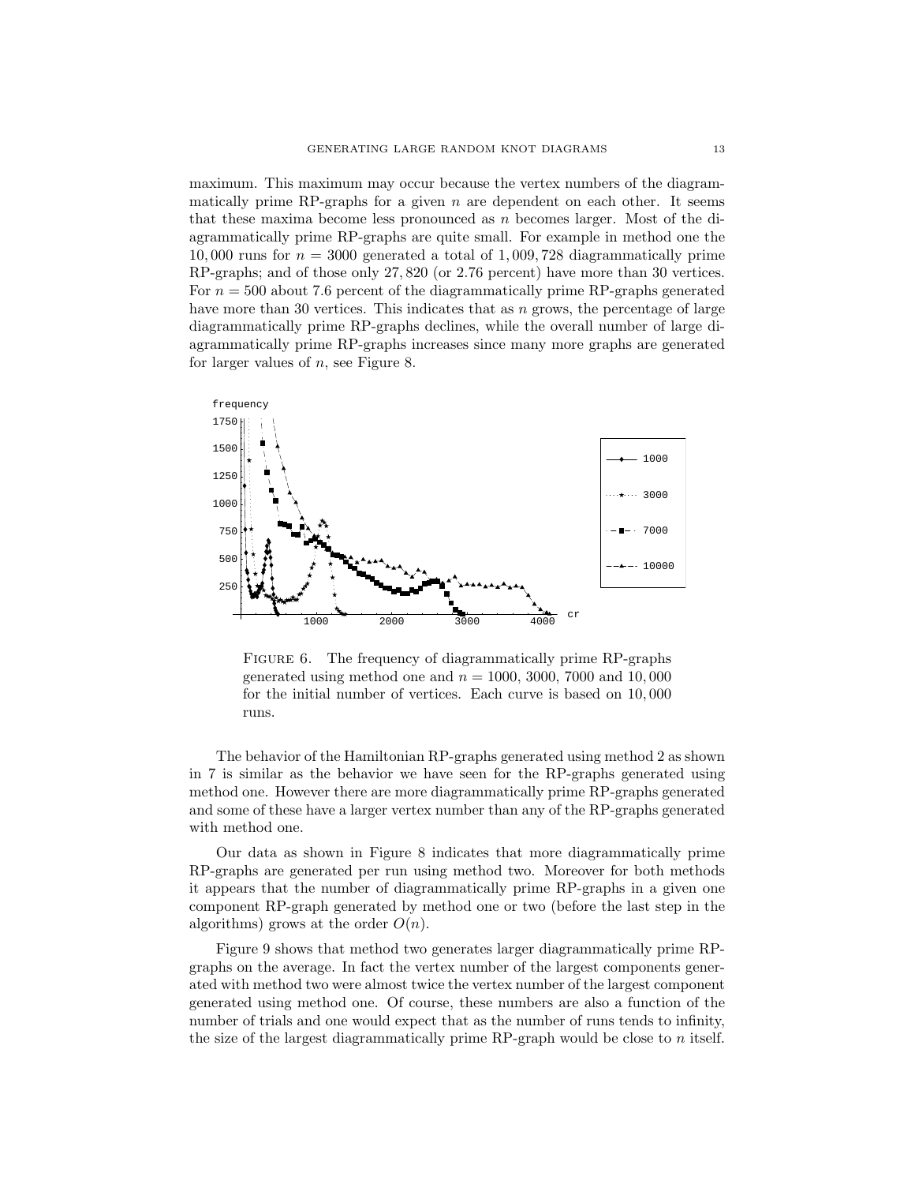maximum. This maximum may occur because the vertex numbers of the diagrammatically prime RP-graphs for a given $n$ are dependent on each other. It seems that these maxima become less pronounced as $n$ becomes larger. Most of the diagrammatically prime RP-graphs are quite small. For example in method one the 10,000 runs for $n = 3000$ generated a total of 1,009,728 diagrammatically prime RP-graphs; and of those only 27,820 (or 2.76 percent) have more than 30 vertices. For $n = 500$ about 7.6 percent of the diagrammatically prime RP-graphs generated have more than 30 vertices. This indicates that as $n$ grows, the percentage of large diagrammatically prime RP-graphs declines, while the overall number of large diagrammatically prime RP-graphs increases since many more graphs are generated for larger values of $n$, see Figure 8.

Figure 6. The frequency of diagrammatically prime RP-graphs generated using method one and $n = 1000$, 3000, 7000 and 10,000 for the initial number of vertices. Each curve is based on 10,000 runs.

The behavior of the Hamiltonian RP-graphs generated using method 2 as shown in 7 is similar as the behavior we have seen for the RP-graphs generated using method one. However there are more diagrammatically prime RP-graphs generated and some of these have a larger vertex number than any of the RP-graphs generated with method one.

Our data as shown in Figure 8 indicates that more diagrammatically prime RP-graphs are generated per run using method two. Moreover for both methods it appears that the number of diagrammatically prime RP-graphs in a given one component RP-graph generated by method one or two (before the last step in the algorithms) grows at the order $O(n)$.

Figure 9 shows that method two generates larger diagrammatically prime RP-graphs on the average. In fact the vertex number of the largest components generated with method two were almost twice the vertex number of the largest component generated using method one. Of course, these numbers are also a function of the number of trials and one would expect that as the number of runs tends to infinity, the size of the largest diagrammatically prime RP-graph would be close to $n$ itself.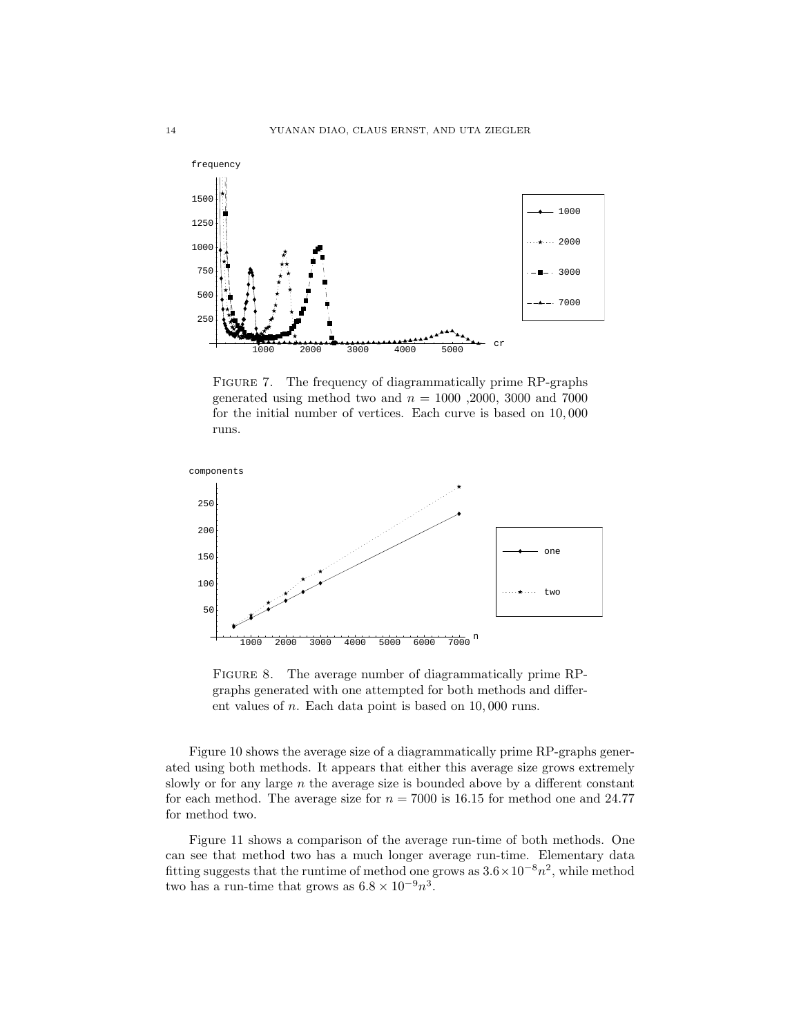Figure 7. The frequency of diagrammatically prime RP-graphs generated using method two and $n = 1000$ ,2000, 3000 and 7000 for the initial number of vertices. Each curve is based on 10,000 runs.

Figure 8. The average number of diagrammatically prime RP-graphs generated with one attempted for both methods and different values of $n$. Each data point is based on 10,000 runs.

Figure 10 shows the average size of a diagrammatically prime RP-graphs generated using both methods. It appears that either this average size grows extremely slowly or for any large $n$ the average size is bounded above by a different constant for each method. The average size for $n = 7000$ is 16.15 for method one and 24.77 for method two.

Figure 11 shows a comparison of the average run-time of both methods. One can see that method two has a much longer average run-time. Elementary data fitting suggests that the runtime of method one grows as $3.6 \times 10^{-8} n^2$, while method two has a run-time that grows as $6.8 \times 10^{-9} n^3$.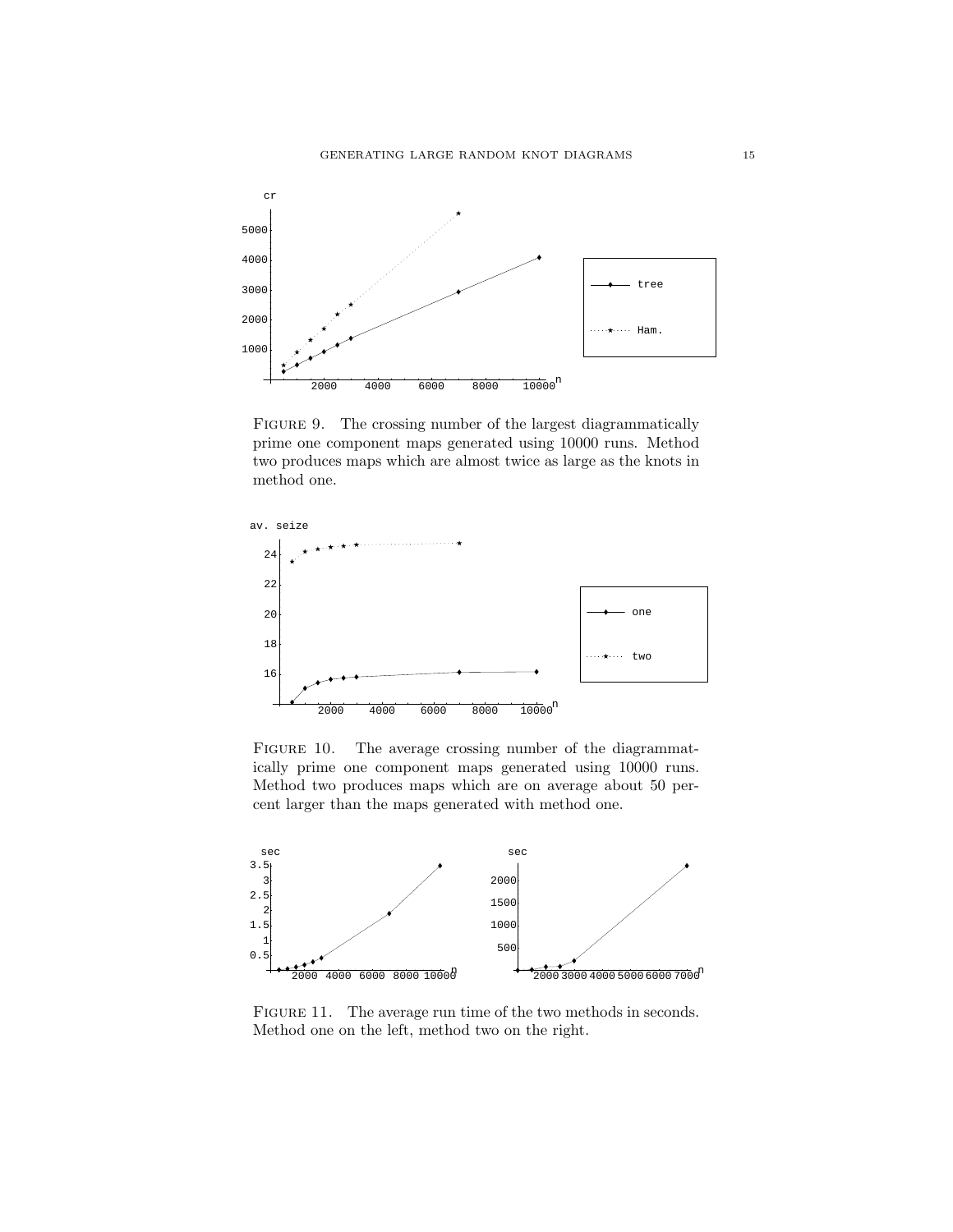Figure 9. The crossing number of the largest diagrammatically prime one component maps generated using 10000 runs. Method two produces maps which are almost twice as large as the knots in method one.

Figure 10. The average crossing number of the diagrammatically prime one component maps generated using 10000 runs. Method two produces maps which are on average about 50 percent larger than the maps generated with method one.

Figure 11. The average run time of the two methods in seconds. Method one on the left, method two on the right.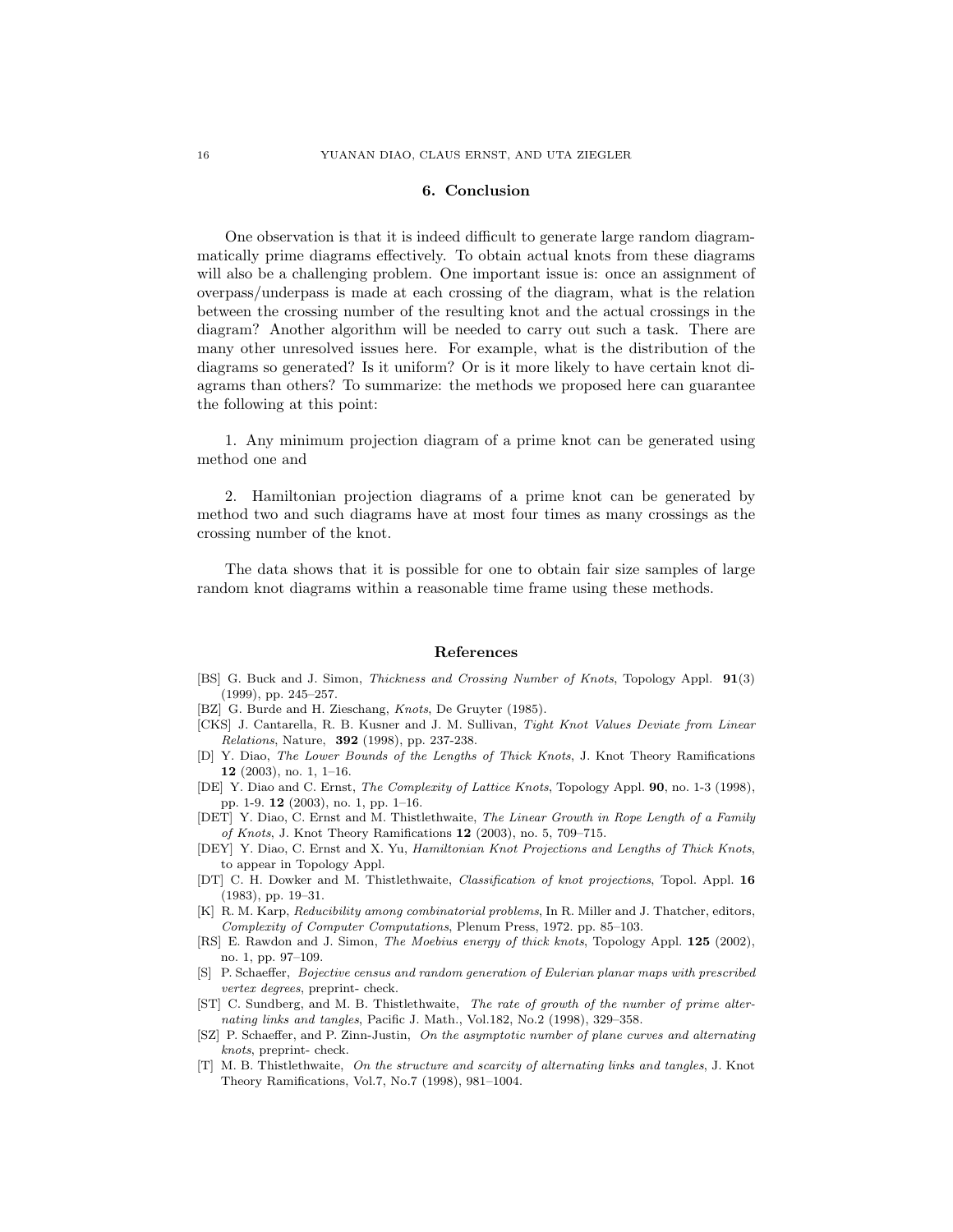## 6. Conclusion

One observation is that it is indeed difficult to generate large random diagrammatically prime diagrams effectively. To obtain actual knots from these diagrams will also be a challenging problem. One important issue is: once an assignment of overpass/underpass is made at each crossing of the diagram, what is the relation between the crossing number of the resulting knot and the actual crossings in the diagram? Another algorithm will be needed to carry out such a task. There are many other unresolved issues here. For example, what is the distribution of the diagrams so generated? Is it uniform? Or is it more likely to have certain knot diagrams than others? To summarize: the methods we proposed here can guarantee the following at this point:

1. Any minimum projection diagram of a prime knot can be generated using method one and

2. Hamiltonian projection diagrams of a prime knot can be generated by method two and such diagrams have at most four times as many crossings as the crossing number of the knot.

The data shows that it is possible for one to obtain fair size samples of large random knot diagrams within a reasonable time frame using these methods.

## References

[BS] G. Buck and J. Simon, *Thickness and Crossing Number of Knots*, Topology Appl. **91**(3) (1999), pp. 245–257.

[BZ] G. Burde and H. Zieschang, *Knots*, De Gruyter (1985).

[CKS] J. Cantarella, R. B. Kusner and J. M. Sullivan, *Tight Knot Values Deviate from Linear Relations*, Nature, **392** (1998), pp. 237-238.

[D] Y. Diao, *The Lower Bounds of the Lengths of Thick Knots*, J. Knot Theory Ramifications **12** (2003), no. 1, 1–16.

[DE] Y. Diao and C. Ernst, *The Complexity of Lattice Knots*, Topology Appl. **90**, no. 1-3 (1998), pp. 1-9. **12** (2003), no. 1, pp. 1–16.

[DET] Y. Diao, C. Ernst and M. Thistlethwaite, *The Linear Growth in Rope Length of a Family of Knots*, J. Knot Theory Ramifications **12** (2003), no. 5, 709–715.

[DEY] Y. Diao, C. Ernst and X. Yu, *Hamiltonian Knot Projections and Lengths of Thick Knots*, to appear in Topology Appl.

[DT] C. H. Dowker and M. Thistlethwaite, *Classification of knot projections*, Topol. Appl. **16** (1983), pp. 19–31.

[K] R. M. Karp, *Reducibility among combinatorial problems*, In R. Miller and J. Thatcher, editors, *Complexity of Computer Computations*, Plenum Press, 1972. pp. 85–103.

[RS] E. Rawdon and J. Simon, *The Moebius energy of thick knots*, Topology Appl. **125** (2002), no. 1, pp. 97–109.

[S] P. Schaeffer, *Bojective census and random generation of Eulerian planar maps with prescribed vertex degrees*, preprint- check.

[ST] C. Sundberg, and M. B. Thistlethwaite, *The rate of growth of the number of prime alternating links and tangles*, Pacific J. Math., Vol.182, No.2 (1998), 329–358.

[SZ] P. Schaeffer, and P. Zinn-Justin, *On the asymptotic number of plane curves and alternating knots*, preprint- check.

[T] M. B. Thistlethwaite, *On the structure and scarcity of alternating links and tangles*, J. Knot Theory Ramifications, Vol.7, No.7 (1998), 981–1004.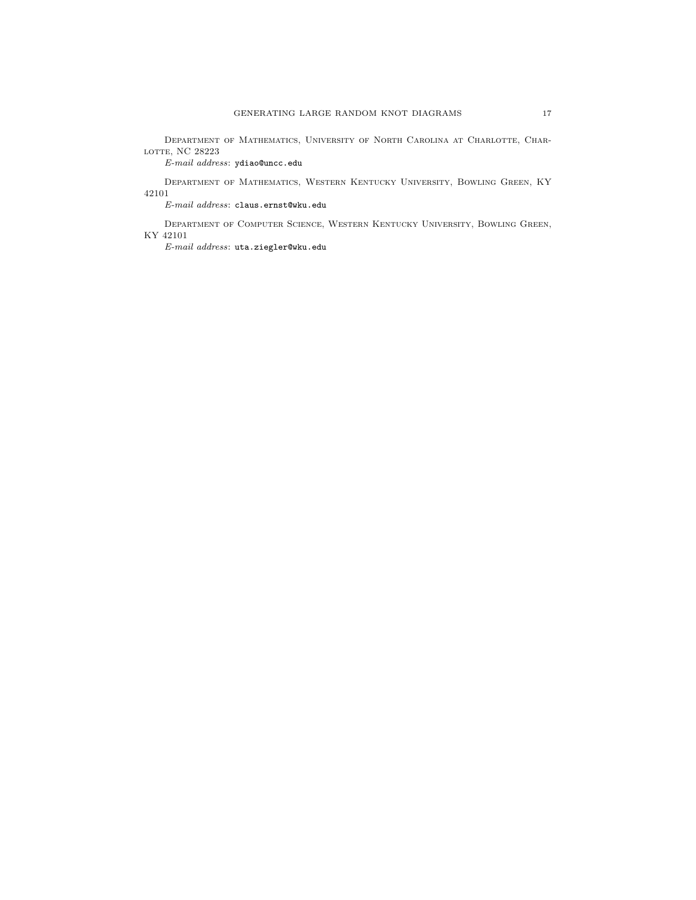Department of Mathematics, University of North Carolina at Charlotte, Charlotte, NC 28223

*E-mail address*: ydiao@uncc.edu

Department of Mathematics, Western Kentucky University, Bowling Green, KY 42101

*E-mail address*: claus.ernst@wku.edu

Department of Computer Science, Western Kentucky University, Bowling Green, KY 42101

*E-mail address*: uta.ziegler@wku.edu